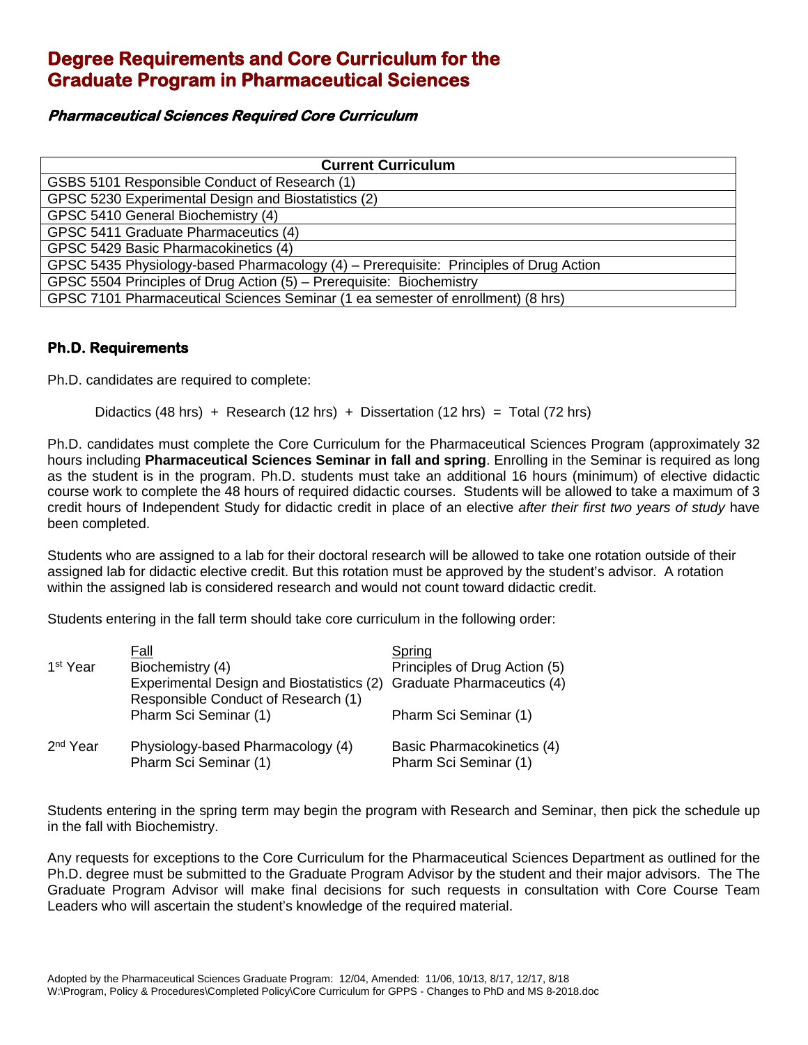# Degree Requirements and Core Curriculum for the Graduate Program in Pharmaceutical Sciences

### *Pharmaceutical Sciences Required Core Curriculum*

| Current Curriculum |
|---|
| GSBS 5101 Responsible Conduct of Research (1) |
| GPSC 5230 Experimental Design and Biostatistics (2) |
| GPSC 5410 General Biochemistry (4) |
| GPSC 5411 Graduate Pharmaceutics (4) |
| GPSC 5429 Basic Pharmacokinetics (4) |
| GPSC 5435 Physiology-based Pharmacology (4) – Prerequisite: Principles of Drug Action |
| GPSC 5504 Principles of Drug Action (5) – Prerequisite: Biochemistry |
| GPSC 7101 Pharmaceutical Sciences Seminar (1 ea semester of enrollment) (8 hrs) |

## Ph.D. Requirements

Ph.D. candidates are required to complete:

Didactics (48 hrs) + Research (12 hrs) + Dissertation (12 hrs) = Total (72 hrs)

Ph.D. candidates must complete the Core Curriculum for the Pharmaceutical Sciences Program (approximately 32 hours including **Pharmaceutical Sciences Seminar in fall and spring**. Enrolling in the Seminar is required as long as the student is in the program. Ph.D. students must take an additional 16 hours (minimum) of elective didactic course work to complete the 48 hours of required didactic courses. Students will be allowed to take a maximum of 3 credit hours of Independent Study for didactic credit in place of an elective *after their first two years of study* have been completed.

Students who are assigned to a lab for their doctoral research will be allowed to take one rotation outside of their assigned lab for didactic elective credit. But this rotation must be approved by the student's advisor. A rotation within the assigned lab is considered research and would not count toward didactic credit.

Students entering in the fall term should take core curriculum in the following order:

| | Fall | Spring |
|---|---|---|
| 1st Year | Biochemistry (4) | Principles of Drug Action (5) |
| | Experimental Design and Biostatistics (2) | Graduate Pharmaceutics (4) |
| | Responsible Conduct of Research (1) | |
| | Pharm Sci Seminar (1) | Pharm Sci Seminar (1) |
| 2nd Year | Physiology-based Pharmacology (4) | Basic Pharmacokinetics (4) |
| | Pharm Sci Seminar (1) | Pharm Sci Seminar (1) |

Students entering in the spring term may begin the program with Research and Seminar, then pick the schedule up in the fall with Biochemistry.

Any requests for exceptions to the Core Curriculum for the Pharmaceutical Sciences Department as outlined for the Ph.D. degree must be submitted to the Graduate Program Advisor by the student and their major advisors. The The Graduate Program Advisor will make final decisions for such requests in consultation with Core Course Team Leaders who will ascertain the student's knowledge of the required material.

Adopted by the Pharmaceutical Sciences Graduate Program: 12/04, Amended: 11/06, 10/13, 8/17, 12/17, 8/18
W:\Program, Policy & Procedures\Completed Policy\Core Curriculum for GPPS - Changes to PhD and MS 8-2018.doc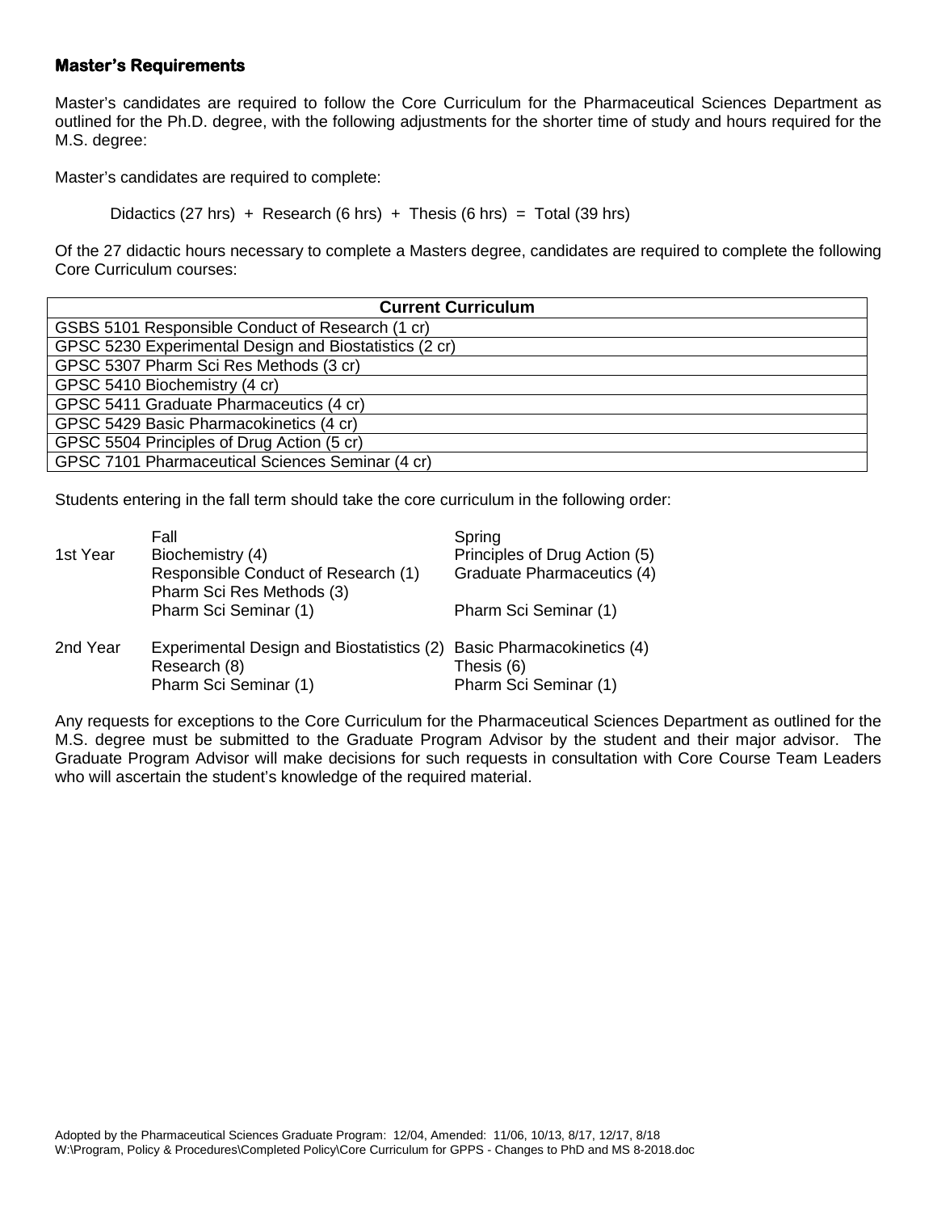## Master's Requirements

Master's candidates are required to follow the Core Curriculum for the Pharmaceutical Sciences Department as outlined for the Ph.D. degree, with the following adjustments for the shorter time of study and hours required for the M.S. degree:

Master's candidates are required to complete:

Didactics (27 hrs) + Research (6 hrs) + Thesis (6 hrs) = Total (39 hrs)

Of the 27 didactic hours necessary to complete a Masters degree, candidates are required to complete the following Core Curriculum courses:

| Current Curriculum |
|---|
| GSBS 5101 Responsible Conduct of Research (1 cr) |
| GPSC 5230 Experimental Design and Biostatistics (2 cr) |
| GPSC 5307 Pharm Sci Res Methods (3 cr) |
| GPSC 5410 Biochemistry (4 cr) |
| GPSC 5411 Graduate Pharmaceutics (4 cr) |
| GPSC 5429 Basic Pharmacokinetics (4 cr) |
| GPSC 5504 Principles of Drug Action (5 cr) |
| GPSC 7101 Pharmaceutical Sciences Seminar (4 cr) |

Students entering in the fall term should take the core curriculum in the following order:

| | Fall | Spring |
|---|---|---|
| 1st Year | Biochemistry (4) | Principles of Drug Action (5) |
| | Responsible Conduct of Research (1) | Graduate Pharmaceutics (4) |
| | Pharm Sci Res Methods (3) | |
| | Pharm Sci Seminar (1) | Pharm Sci Seminar (1) |
| 2nd Year | Experimental Design and Biostatistics (2) | Basic Pharmacokinetics (4) |
| | Research (8) | Thesis (6) |
| | Pharm Sci Seminar (1) | Pharm Sci Seminar (1) |

Any requests for exceptions to the Core Curriculum for the Pharmaceutical Sciences Department as outlined for the M.S. degree must be submitted to the Graduate Program Advisor by the student and their major advisor. The Graduate Program Advisor will make decisions for such requests in consultation with Core Course Team Leaders who will ascertain the student's knowledge of the required material.

Adopted by the Pharmaceutical Sciences Graduate Program: 12/04, Amended: 11/06, 10/13, 8/17, 12/17, 8/18
W:\Program, Policy & Procedures\Completed Policy\Core Curriculum for GPPS - Changes to PhD and MS 8-2018.doc